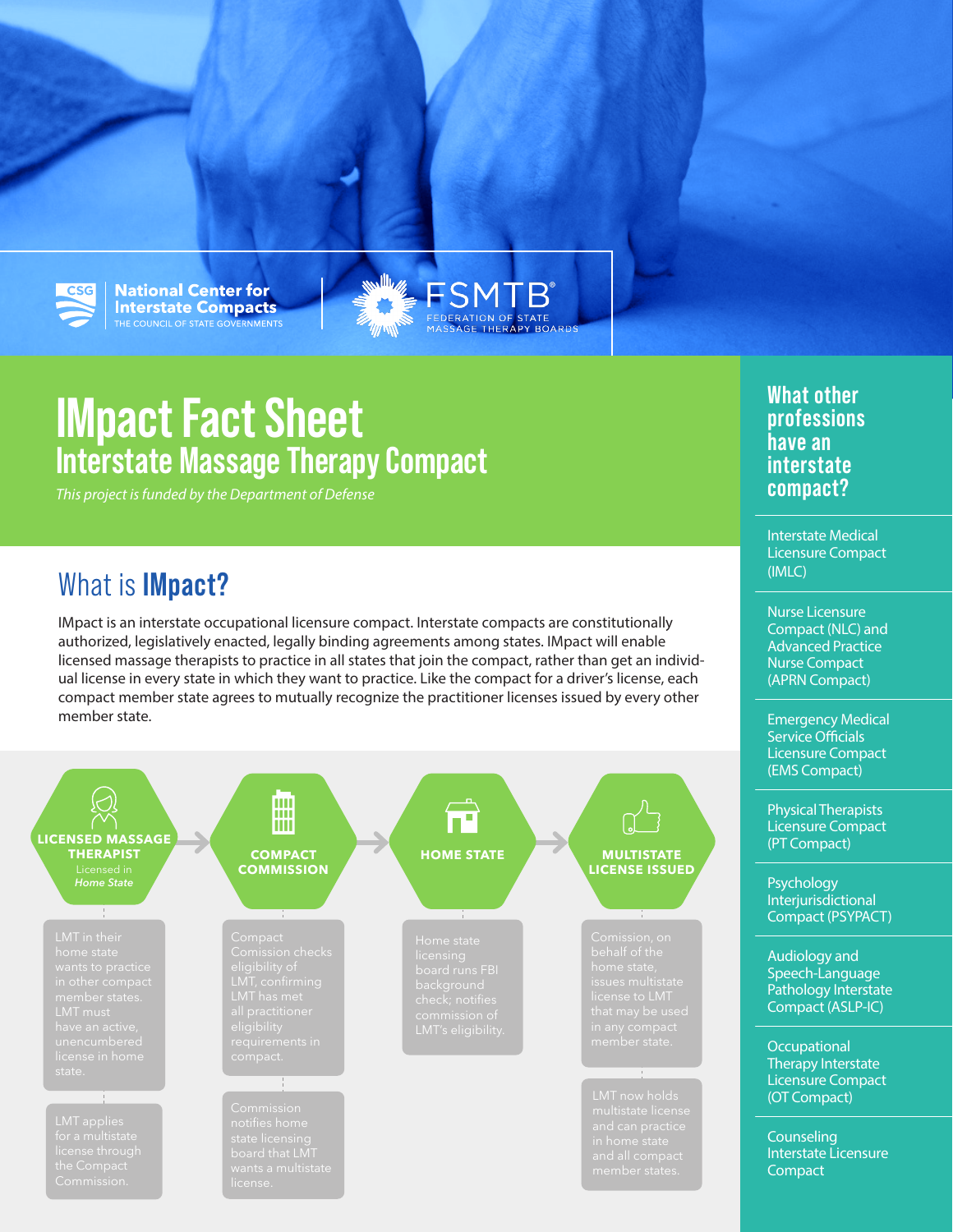National Center for Interstate Compacts
THE COUNCIL OF STATE GOVERNMENTS

FSMTB
FEDERATION OF STATE MASSAGE THERAPY BOARDS

# IMpact Fact Sheet

## Interstate Massage Therapy Compact

*This project is funded by the Department of Defense*

## What is **IMpact?**

IMpact is an interstate occupational licensure compact. Interstate compacts are constitutionally authorized, legislatively enacted, legally binding agreements among states. IMpact will enable licensed massage therapists to practice in all states that join the compact, rather than get an individual license in every state in which they want to practice. Like the compact for a driver's license, each compact member state agrees to mutually recognize the practitioner licenses issued by every other member state.

**LICENSED MASSAGE THERAPIST** Licensed in *Home State*

- LMT in their home state wants to practice in other compact member states. LMT must have an active, unencumbered license in home state.
- LMT applies for a multistate license through the Compact Commission.

**COMPACT COMMISSION**

- Compact Comission checks eligibility of LMT, confirming LMT has met all practitioner eligibility requirements in compact.
- Commission notifies home state licensing board that LMT wants a multistate license.

**HOME STATE**

- Home state licensing board runs FBI background check; notifies commission of LMT's eligibility.

**MULTISTATE LICENSE ISSUED**

- Comission, on behalf of the home state, issues multistate license to LMT that may be used in any compact member state.
- LMT now holds multistate license and can practice in home state and all compact member states.

## What other professions have an interstate compact?

- Interstate Medical Licensure Compact (IMLC)
- Nurse Licensure Compact (NLC) and Advanced Practice Nurse Compact (APRN Compact)
- Emergency Medical Service Officials Licensure Compact (EMS Compact)
- Physical Therapists Licensure Compact (PT Compact)
- Psychology Interjurisdictional Compact (PSYPACT)
- Audiology and Speech-Language Pathology Interstate Compact (ASLP-IC)
- Occupational Therapy Interstate Licensure Compact (OT Compact)
- Counseling Interstate Licensure Compact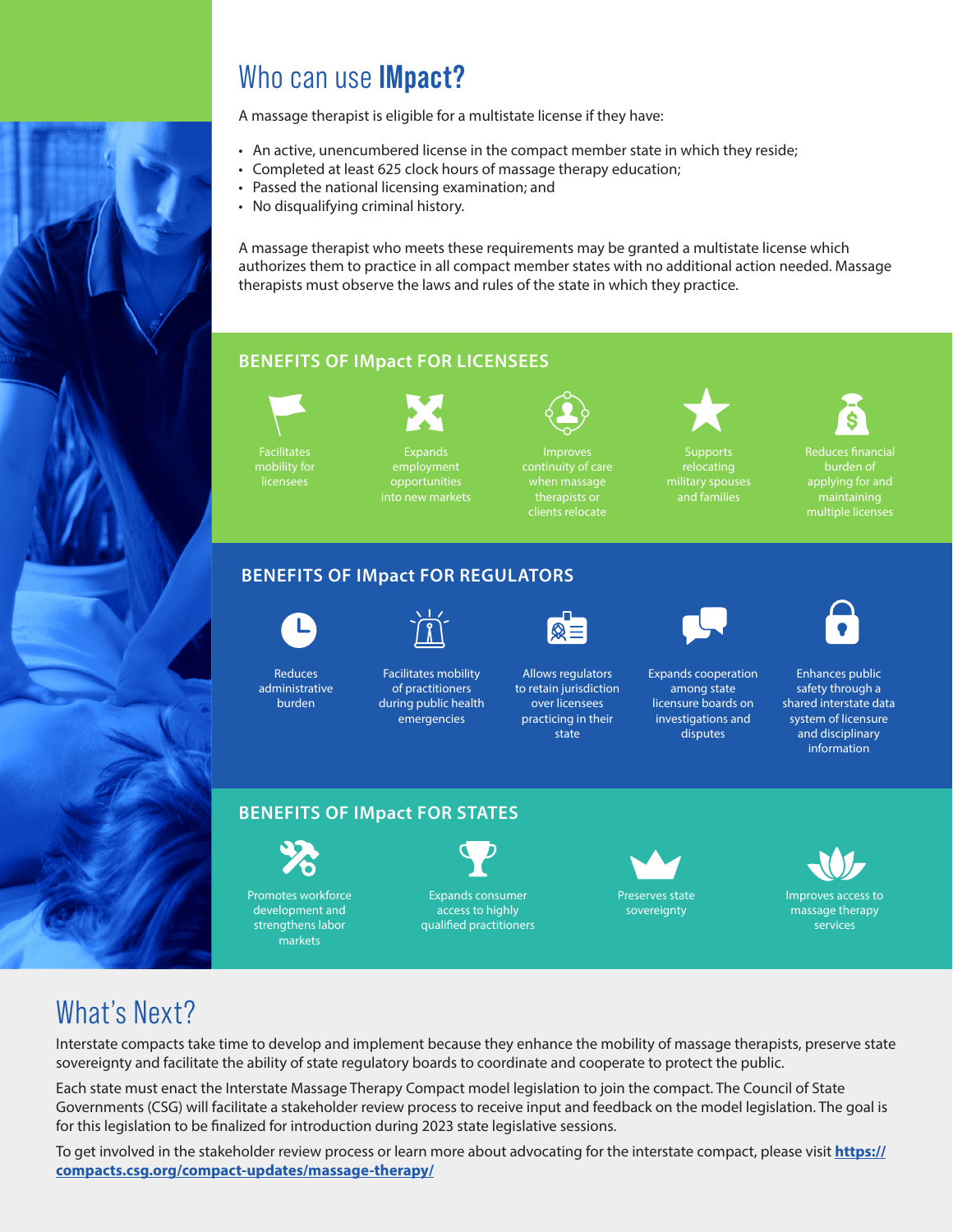# Who can use IMpact?

A massage therapist is eligible for a multistate license if they have:

- An active, unencumbered license in the compact member state in which they reside;
- Completed at least 625 clock hours of massage therapy education;
- Passed the national licensing examination; and
- No disqualifying criminal history.

A massage therapist who meets these requirements may be granted a multistate license which authorizes them to practice in all compact member states with no additional action needed. Massage therapists must observe the laws and rules of the state in which they practice.

## BENEFITS OF IMpact FOR LICENSEES

- Facilitates mobility for licensees
- Expands employment opportunities into new markets
- Improves continuity of care when massage therapists or clients relocate
- Supports relocating military spouses and families
- Reduces financial burden of applying for and maintaining multiple licenses

## BENEFITS OF IMpact FOR REGULATORS

- Reduces administrative burden
- Facilitates mobility of practitioners during public health emergencies
- Allows regulators to retain jurisdiction over licensees practicing in their state
- Expands cooperation among state licensure boards on investigations and disputes
- Enhances public safety through a shared interstate data system of licensure and disciplinary information

## BENEFITS OF IMpact FOR STATES

- Promotes workforce development and strengthens labor markets
- Expands consumer access to highly qualified practitioners
- Preserves state sovereignty
- Improves access to massage therapy services

# What's Next?

Interstate compacts take time to develop and implement because they enhance the mobility of massage therapists, preserve state sovereignty and facilitate the ability of state regulatory boards to coordinate and cooperate to protect the public.

Each state must enact the Interstate Massage Therapy Compact model legislation to join the compact. The Council of State Governments (CSG) will facilitate a stakeholder review process to receive input and feedback on the model legislation. The goal is for this legislation to be finalized for introduction during 2023 state legislative sessions.

To get involved in the stakeholder review process or learn more about advocating for the interstate compact, please visit **https://compacts.csg.org/compact-updates/massage-therapy/**